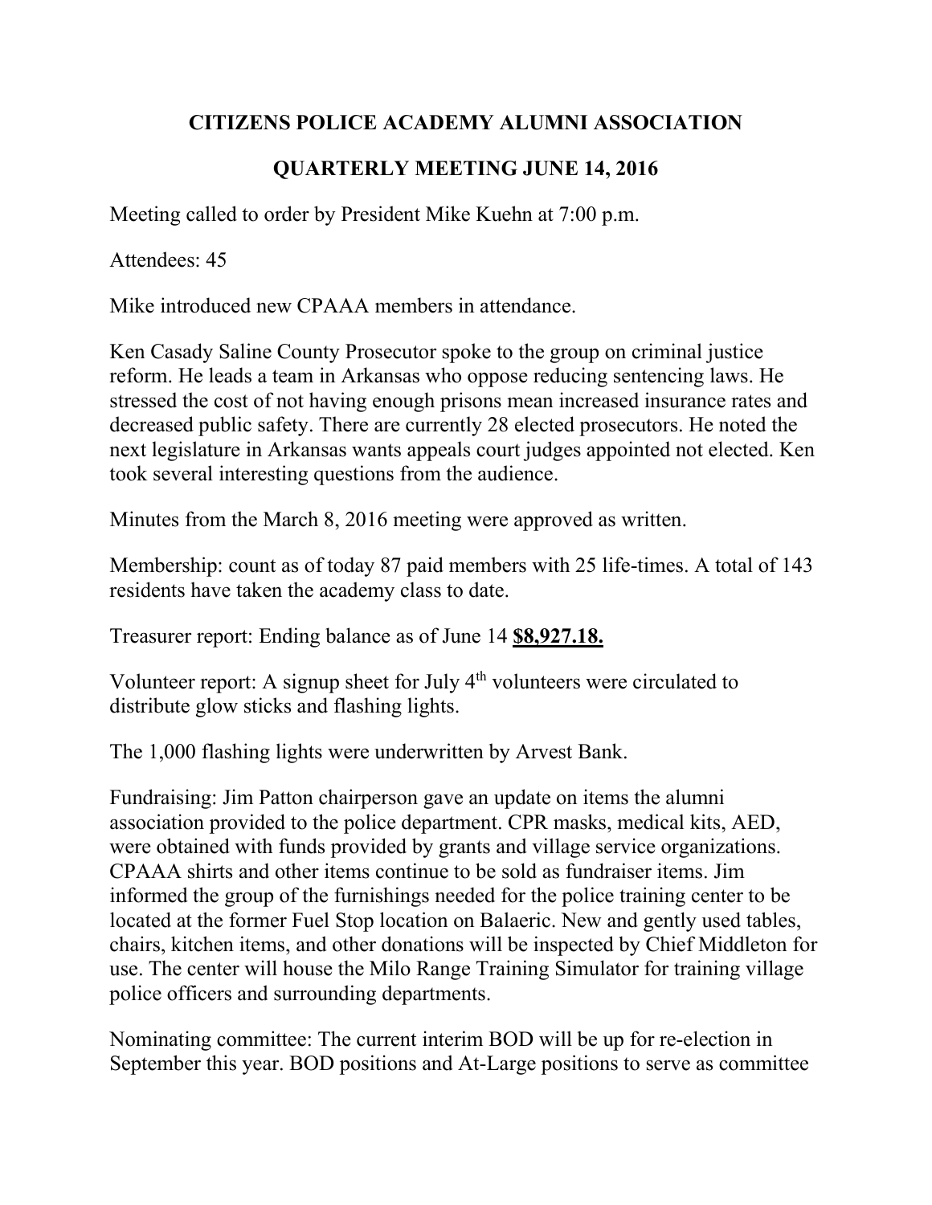# CITIZENS POLICE ACADEMY ALUMNI ASSOCIATION

## QUARTERLY MEETING JUNE 14, 2016

Meeting called to order by President Mike Kuehn at 7:00 p.m.

Attendees: 45

Mike introduced new CPAAA members in attendance.

Ken Casady Saline County Prosecutor spoke to the group on criminal justice reform. He leads a team in Arkansas who oppose reducing sentencing laws. He stressed the cost of not having enough prisons mean increased insurance rates and decreased public safety. There are currently 28 elected prosecutors. He noted the next legislature in Arkansas wants appeals court judges appointed not elected. Ken took several interesting questions from the audience.

Minutes from the March 8, 2016 meeting were approved as written.

Membership: count as of today 87 paid members with 25 life-times. A total of 143 residents have taken the academy class to date.

Treasurer report: Ending balance as of June 14 **$8,927.18.**

Volunteer report: A signup sheet for July 4th volunteers were circulated to distribute glow sticks and flashing lights.

The 1,000 flashing lights were underwritten by Arvest Bank.

Fundraising: Jim Patton chairperson gave an update on items the alumni association provided to the police department. CPR masks, medical kits, AED, were obtained with funds provided by grants and village service organizations. CPAAA shirts and other items continue to be sold as fundraiser items. Jim informed the group of the furnishings needed for the police training center to be located at the former Fuel Stop location on Balaeric. New and gently used tables, chairs, kitchen items, and other donations will be inspected by Chief Middleton for use. The center will house the Milo Range Training Simulator for training village police officers and surrounding departments.

Nominating committee: The current interim BOD will be up for re-election in September this year. BOD positions and At-Large positions to serve as committee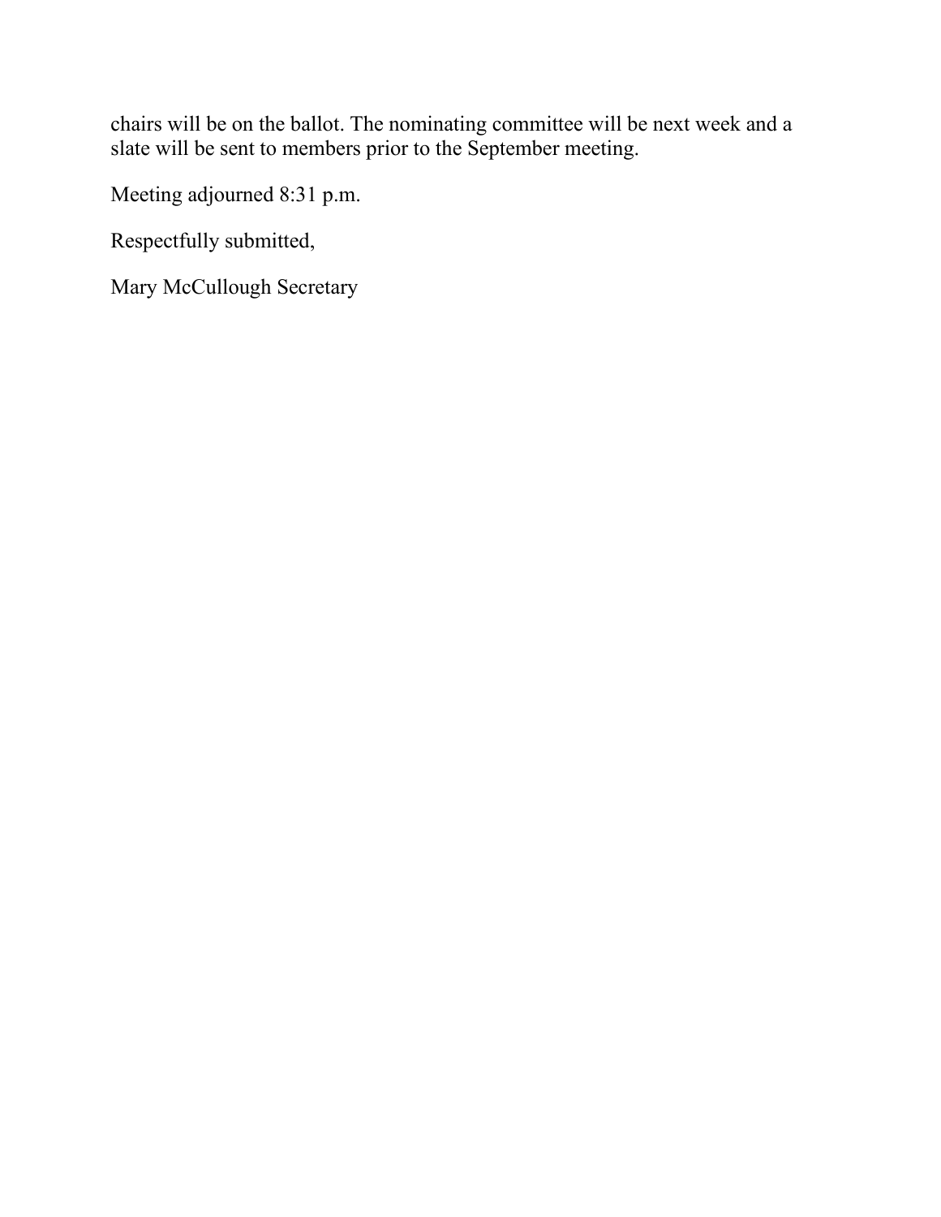chairs will be on the ballot. The nominating committee will be next week and a slate will be sent to members prior to the September meeting.

Meeting adjourned 8:31 p.m.

Respectfully submitted,

Mary McCullough Secretary